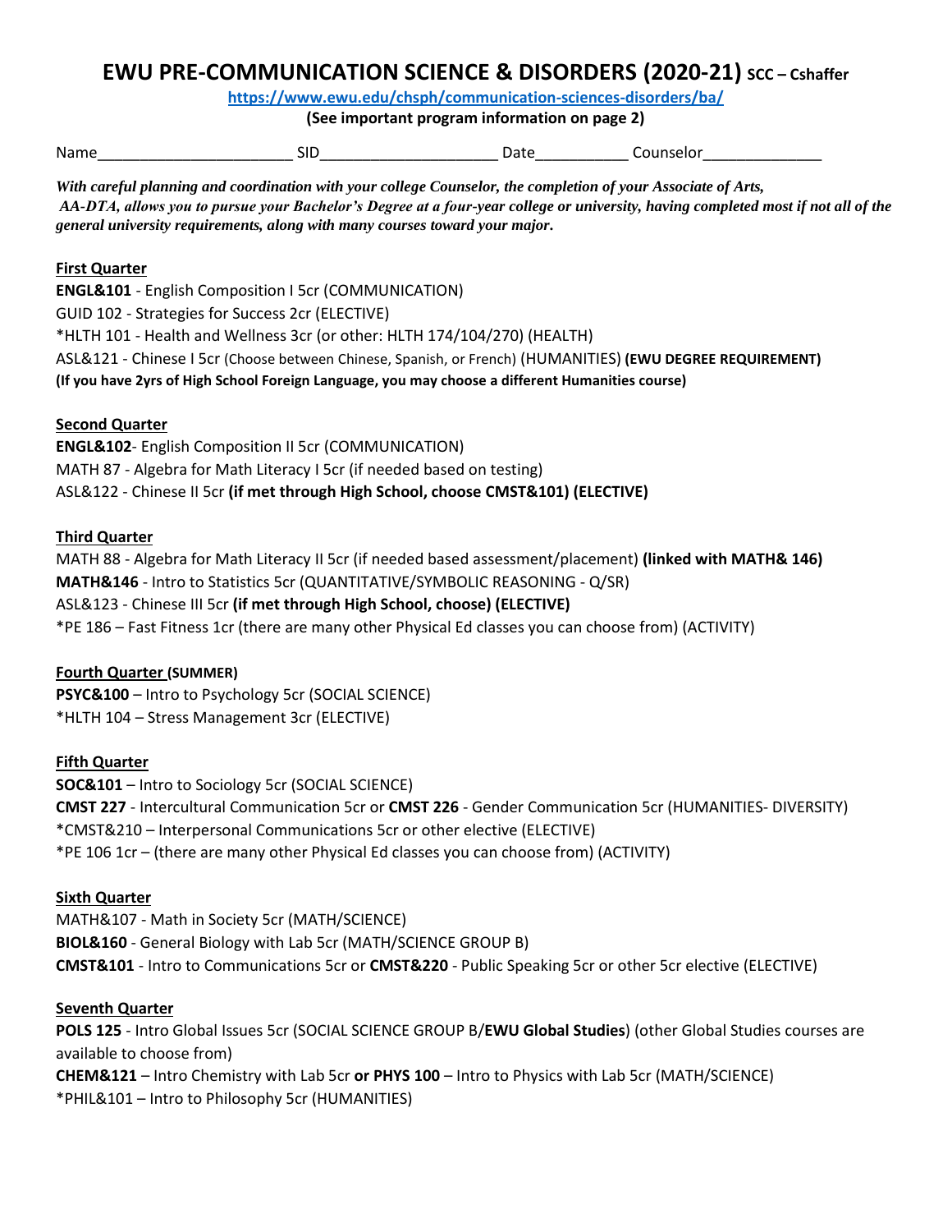# EWU PRE-COMMUNICATION SCIENCE & DISORDERS (2020-21) SCC – Cshaffer

**https://www.ewu.edu/chsph/communication-sciences-disorders/ba/**

**(See important program information on page 2)**

Name______________________ SID____________________ Date__________ Counselor_____________

***With careful planning and coordination with your college Counselor, the completion of your Associate of Arts, AA-DTA, allows you to pursue your Bachelor's Degree at a four-year college or university, having completed most if not all of the general university requirements, along with many courses toward your major.***

## First Quarter

**ENGL&101** - English Composition I 5cr (COMMUNICATION)
GUID 102 - Strategies for Success 2cr (ELECTIVE)
*HLTH 101 - Health and Wellness 3cr (or other: HLTH 174/104/270) (HEALTH)
ASL&121 - Chinese I 5cr (Choose between Chinese, Spanish, or French) (HUMANITIES) **(EWU DEGREE REQUIREMENT)**
**(If you have 2yrs of High School Foreign Language, you may choose a different Humanities course)**

## Second Quarter

**ENGL&102**- English Composition II 5cr (COMMUNICATION)
MATH 87 - Algebra for Math Literacy I 5cr (if needed based on testing)
ASL&122 - Chinese II 5cr **(if met through High School, choose CMST&101) (ELECTIVE)**

## Third Quarter

MATH 88 - Algebra for Math Literacy II 5cr (if needed based assessment/placement) **(linked with MATH& 146)**
**MATH&146** - Intro to Statistics 5cr (QUANTITATIVE/SYMBOLIC REASONING - Q/SR)
ASL&123 - Chinese III 5cr **(if met through High School, choose) (ELECTIVE)**
*PE 186 – Fast Fitness 1cr (there are many other Physical Ed classes you can choose from) (ACTIVITY)

## Fourth Quarter (SUMMER)

**PSYC&100** – Intro to Psychology 5cr (SOCIAL SCIENCE)
*HLTH 104 – Stress Management 3cr (ELECTIVE)

## Fifth Quarter

**SOC&101** – Intro to Sociology 5cr (SOCIAL SCIENCE)
**CMST 227** - Intercultural Communication 5cr or **CMST 226** - Gender Communication 5cr (HUMANITIES- DIVERSITY)
*CMST&210 – Interpersonal Communications 5cr or other elective (ELECTIVE)
*PE 106 1cr – (there are many other Physical Ed classes you can choose from) (ACTIVITY)

## Sixth Quarter

MATH&107 - Math in Society 5cr (MATH/SCIENCE)
**BIOL&160** - General Biology with Lab 5cr (MATH/SCIENCE GROUP B)
**CMST&101** - Intro to Communications 5cr or **CMST&220** - Public Speaking 5cr or other 5cr elective (ELECTIVE)

## Seventh Quarter

**POLS 125** - Intro Global Issues 5cr (SOCIAL SCIENCE GROUP B/**EWU Global Studies**) (other Global Studies courses are available to choose from)
**CHEM&121** – Intro Chemistry with Lab 5cr **or PHYS 100** – Intro to Physics with Lab 5cr (MATH/SCIENCE)
*PHIL&101 – Intro to Philosophy 5cr (HUMANITIES)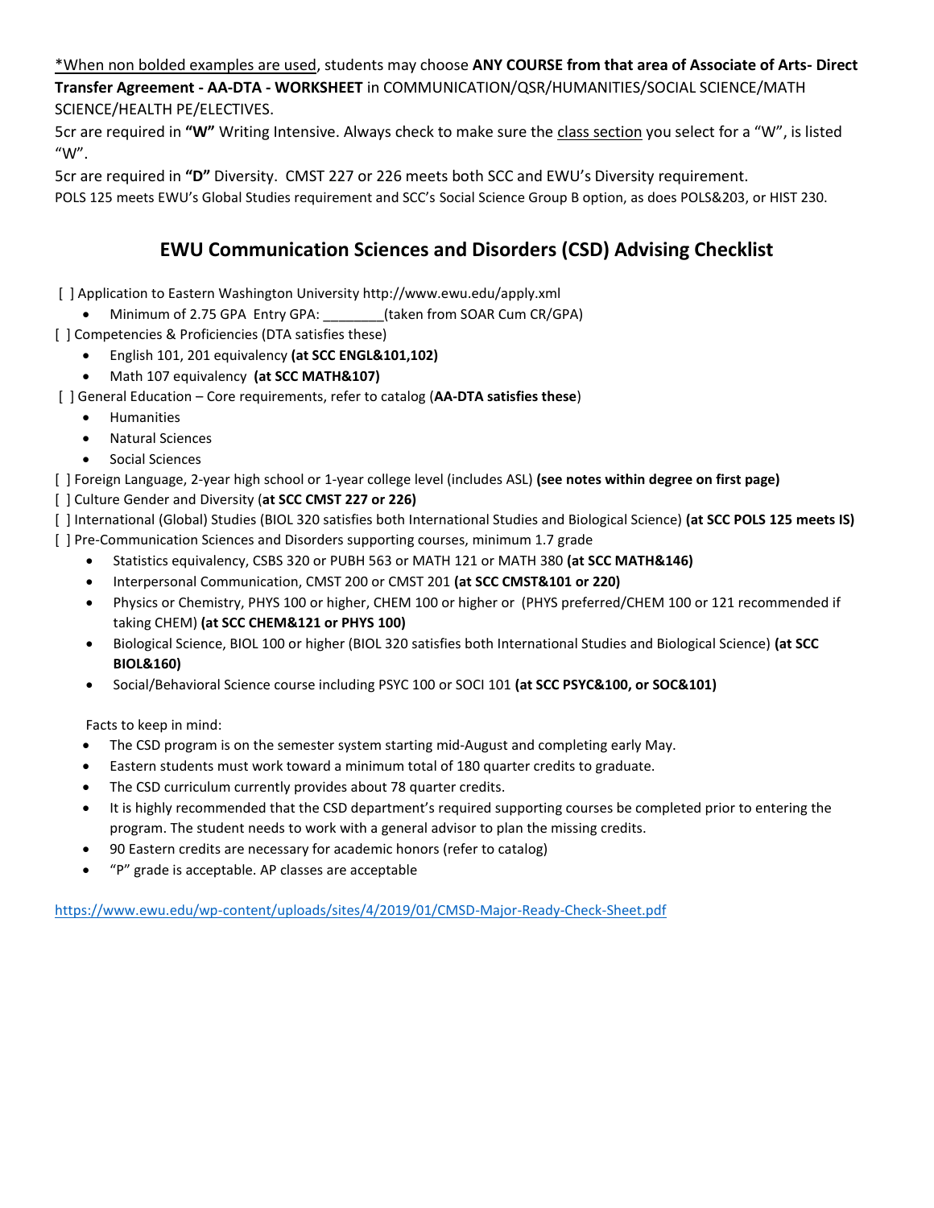*When non bolded examples are used, students may choose **ANY COURSE from that area of Associate of Arts- Direct Transfer Agreement - AA-DTA - WORKSHEET** in COMMUNICATION/QSR/HUMANITIES/SOCIAL SCIENCE/MATH SCIENCE/HEALTH PE/ELECTIVES.

5cr are required in **"W"** Writing Intensive. Always check to make sure the class section you select for a "W", is listed "W".

5cr are required in **"D"** Diversity. CMST 227 or 226 meets both SCC and EWU's Diversity requirement.

POLS 125 meets EWU's Global Studies requirement and SCC's Social Science Group B option, as does POLS&203, or HIST 230.

## EWU Communication Sciences and Disorders (CSD) Advising Checklist

[ ] Application to Eastern Washington University http://www.ewu.edu/apply.xml

- Minimum of 2.75 GPA Entry GPA: ________(taken from SOAR Cum CR/GPA)

[ ] Competencies & Proficiencies (DTA satisfies these)

- English 101, 201 equivalency **(at SCC ENGL&101,102)**
- Math 107 equivalency **(at SCC MATH&107)**

[ ] General Education – Core requirements, refer to catalog (**AA-DTA satisfies these**)

- Humanities
- Natural Sciences
- Social Sciences

[ ] Foreign Language, 2-year high school or 1-year college level (includes ASL) **(see notes within degree on first page)**

[ ] Culture Gender and Diversity (**at SCC CMST 227 or 226)**

[ ] International (Global) Studies (BIOL 320 satisfies both International Studies and Biological Science) **(at SCC POLS 125 meets IS)**

[ ] Pre-Communication Sciences and Disorders supporting courses, minimum 1.7 grade

- Statistics equivalency, CSBS 320 or PUBH 563 or MATH 121 or MATH 380 **(at SCC MATH&146)**
- Interpersonal Communication, CMST 200 or CMST 201 **(at SCC CMST&101 or 220)**
- Physics or Chemistry, PHYS 100 or higher, CHEM 100 or higher or (PHYS preferred/CHEM 100 or 121 recommended if taking CHEM) **(at SCC CHEM&121 or PHYS 100)**
- Biological Science, BIOL 100 or higher (BIOL 320 satisfies both International Studies and Biological Science) **(at SCC BIOL&160)**
- Social/Behavioral Science course including PSYC 100 or SOCI 101 **(at SCC PSYC&100, or SOC&101)**

Facts to keep in mind:

- The CSD program is on the semester system starting mid-August and completing early May.
- Eastern students must work toward a minimum total of 180 quarter credits to graduate.
- The CSD curriculum currently provides about 78 quarter credits.
- It is highly recommended that the CSD department's required supporting courses be completed prior to entering the program. The student needs to work with a general advisor to plan the missing credits.
- 90 Eastern credits are necessary for academic honors (refer to catalog)
- "P" grade is acceptable. AP classes are acceptable

https://www.ewu.edu/wp-content/uploads/sites/4/2019/01/CMSD-Major-Ready-Check-Sheet.pdf